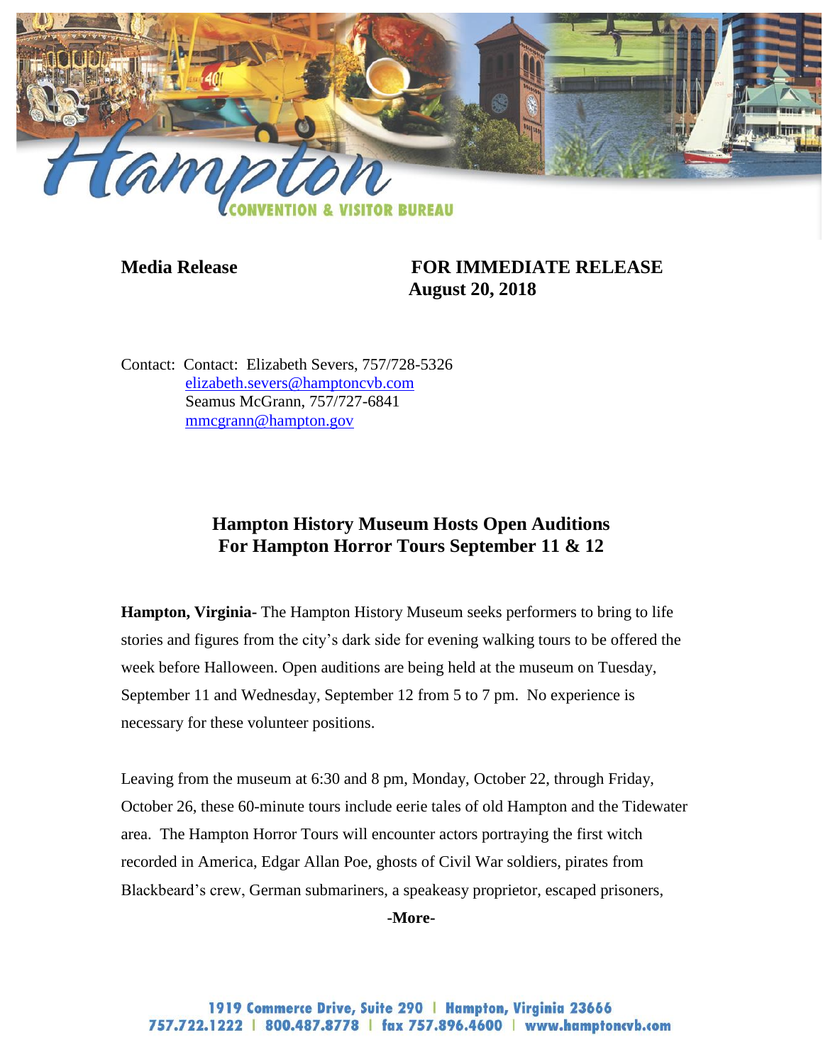**Media Release** **FOR IMMEDIATE RELEASE**
**August 20, 2018**

Contact: Contact: Elizabeth Severs, 757/728-5326
elizabeth.severs@hamptoncvb.com
Seamus McGrann, 757/727-6841
mmcgrann@hampton.gov

## Hampton History Museum Hosts Open Auditions For Hampton Horror Tours September 11 & 12

**Hampton, Virginia-** The Hampton History Museum seeks performers to bring to life stories and figures from the city's dark side for evening walking tours to be offered the week before Halloween. Open auditions are being held at the museum on Tuesday, September 11 and Wednesday, September 12 from 5 to 7 pm. No experience is necessary for these volunteer positions.

Leaving from the museum at 6:30 and 8 pm, Monday, October 22, through Friday, October 26, these 60-minute tours include eerie tales of old Hampton and the Tidewater area. The Hampton Horror Tours will encounter actors portraying the first witch recorded in America, Edgar Allan Poe, ghosts of Civil War soldiers, pirates from Blackbeard's crew, German submariners, a speakeasy proprietor, escaped prisoners,

-More-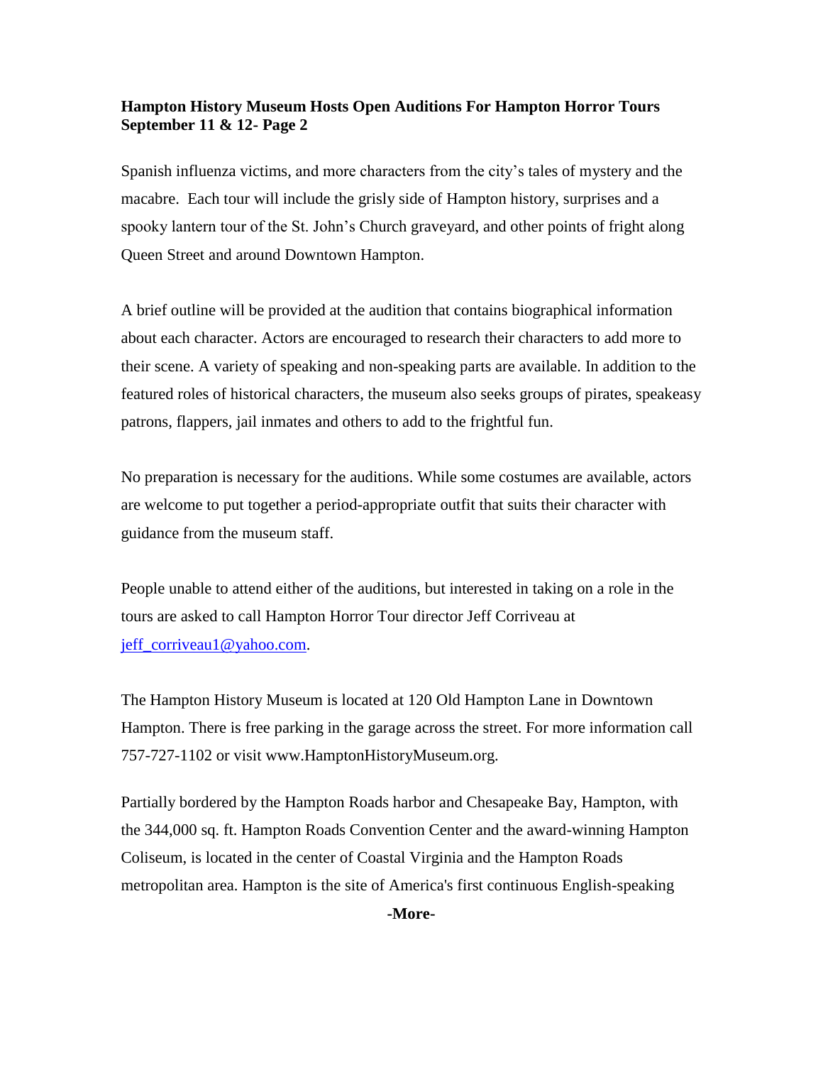**Hampton History Museum Hosts Open Auditions For Hampton Horror Tours September 11 & 12- Page 2**

Spanish influenza victims, and more characters from the city's tales of mystery and the macabre. Each tour will include the grisly side of Hampton history, surprises and a spooky lantern tour of the St. John's Church graveyard, and other points of fright along Queen Street and around Downtown Hampton.

A brief outline will be provided at the audition that contains biographical information about each character. Actors are encouraged to research their characters to add more to their scene. A variety of speaking and non-speaking parts are available. In addition to the featured roles of historical characters, the museum also seeks groups of pirates, speakeasy patrons, flappers, jail inmates and others to add to the frightful fun.

No preparation is necessary for the auditions. While some costumes are available, actors are welcome to put together a period-appropriate outfit that suits their character with guidance from the museum staff.

People unable to attend either of the auditions, but interested in taking on a role in the tours are asked to call Hampton Horror Tour director Jeff Corriveau at jeff_corriveau1@yahoo.com.

The Hampton History Museum is located at 120 Old Hampton Lane in Downtown Hampton. There is free parking in the garage across the street. For more information call 757-727-1102 or visit www.HamptonHistoryMuseum.org.

Partially bordered by the Hampton Roads harbor and Chesapeake Bay, Hampton, with the 344,000 sq. ft. Hampton Roads Convention Center and the award-winning Hampton Coliseum, is located in the center of Coastal Virginia and the Hampton Roads metropolitan area. Hampton is the site of America's first continuous English-speaking

**-More-**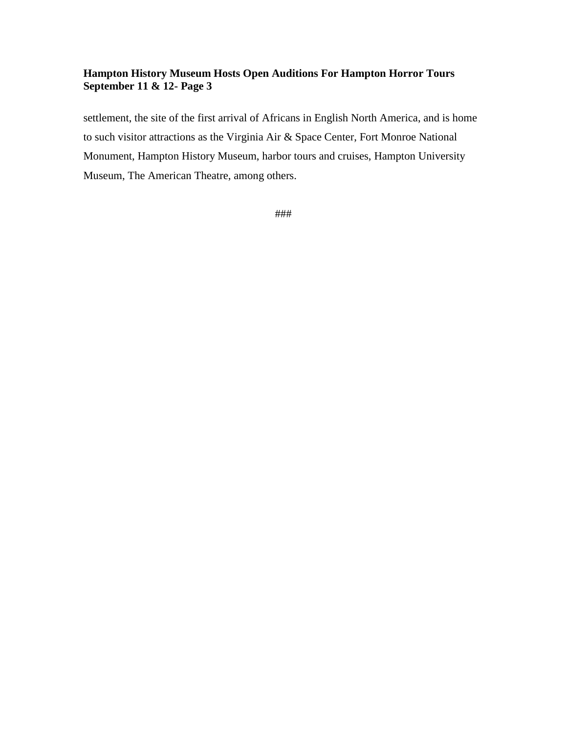settlement, the site of the first arrival of Africans in English North America, and is home to such visitor attractions as the Virginia Air & Space Center, Fort Monroe National Monument, Hampton History Museum, harbor tours and cruises, Hampton University Museum, The American Theatre, among others.

###